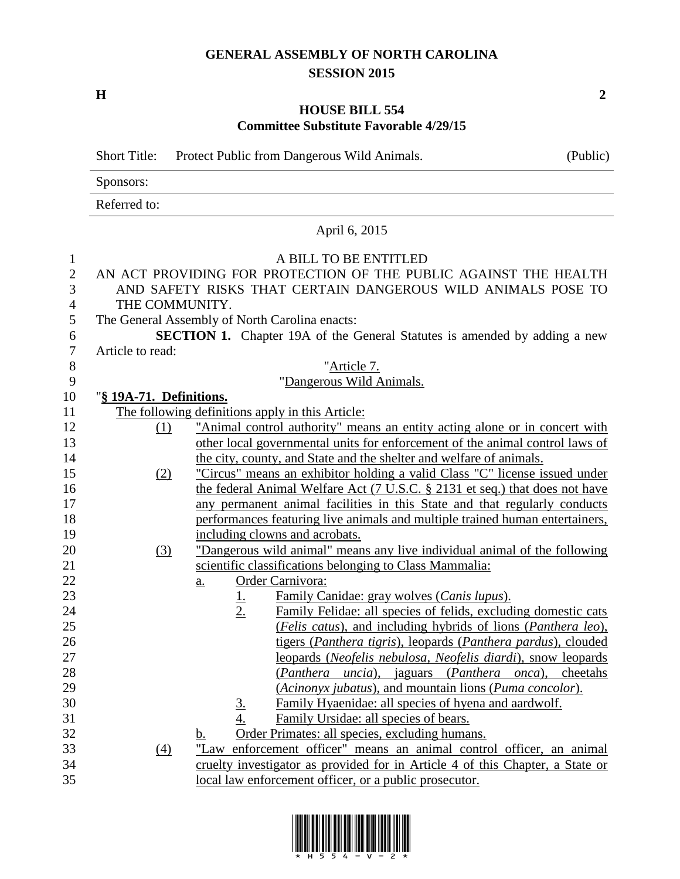# GENERAL ASSEMBLY OF NORTH CAROLINA
## SESSION 2015

**H** **2**

## HOUSE BILL 554
### Committee Substitute Favorable 4/29/15

Short Title: Protect Public from Dangerous Wild Animals. (Public)

Sponsors:

Referred to:

April 6, 2015

A BILL TO BE ENTITLED

AN ACT PROVIDING FOR PROTECTION OF THE PUBLIC AGAINST THE HEALTH AND SAFETY RISKS THAT CERTAIN DANGEROUS WILD ANIMALS POSE TO THE COMMUNITY.

The General Assembly of North Carolina enacts:

**SECTION 1.** Chapter 19A of the General Statutes is amended by adding a new Article to read:

"Article 7.

"Dangerous Wild Animals.

"**§ 19A-71. Definitions.**

The following definitions apply in this Article:

(1) "Animal control authority" means an entity acting alone or in concert with other local governmental units for enforcement of the animal control laws of the city, county, and State and the shelter and welfare of animals.

(2) "Circus" means an exhibitor holding a valid Class "C" license issued under the federal Animal Welfare Act (7 U.S.C. § 2131 et seq.) that does not have any permanent animal facilities in this State and that regularly conducts performances featuring live animals and multiple trained human entertainers, including clowns and acrobats.

(3) "Dangerous wild animal" means any live individual animal of the following scientific classifications belonging to Class Mammalia:

a. Order Carnivora:

1. Family Canidae: gray wolves (*Canis lupus*).

2. Family Felidae: all species of felids, excluding domestic cats (*Felis catus*), and including hybrids of lions (*Panthera leo*), tigers (*Panthera tigris*), leopards (*Panthera pardus*), clouded leopards (*Neofelis nebulosa, Neofelis diardi*), snow leopards (*Panthera uncia*), jaguars (*Panthera onca*), cheetahs (*Acinonyx jubatus*), and mountain lions (*Puma concolor*).

3. Family Hyaenidae: all species of hyena and aardwolf.

4. Family Ursidae: all species of bears.

b. Order Primates: all species, excluding humans.

(4) "Law enforcement officer" means an animal control officer, an animal cruelty investigator as provided for in Article 4 of this Chapter, a State or local law enforcement officer, or a public prosecutor.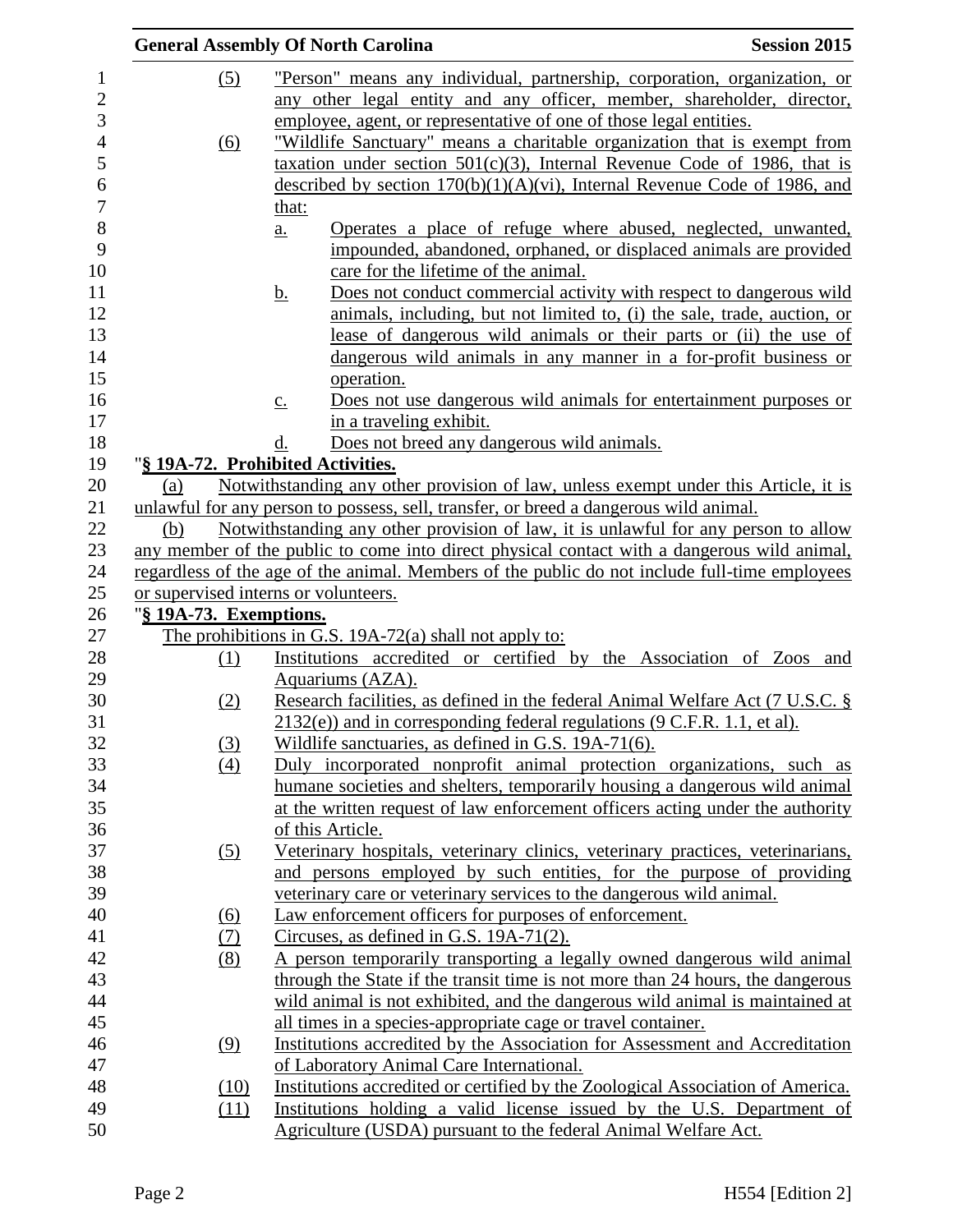(5) "Person" means any individual, partnership, corporation, organization, or any other legal entity and any officer, member, shareholder, director, employee, agent, or representative of one of those legal entities.

(6) "Wildlife Sanctuary" means a charitable organization that is exempt from taxation under section 501(c)(3), Internal Revenue Code of 1986, that is described by section 170(b)(1)(A)(vi), Internal Revenue Code of 1986, and that:

a. Operates a place of refuge where abused, neglected, unwanted, impounded, abandoned, orphaned, or displaced animals are provided care for the lifetime of the animal.

b. Does not conduct commercial activity with respect to dangerous wild animals, including, but not limited to, (i) the sale, trade, auction, or lease of dangerous wild animals or their parts or (ii) the use of dangerous wild animals in any manner in a for-profit business or operation.

c. Does not use dangerous wild animals for entertainment purposes or in a traveling exhibit.

d. Does not breed any dangerous wild animals.

"**§ 19A-72. Prohibited Activities.**

(a) Notwithstanding any other provision of law, unless exempt under this Article, it is unlawful for any person to possess, sell, transfer, or breed a dangerous wild animal.

(b) Notwithstanding any other provision of law, it is unlawful for any person to allow any member of the public to come into direct physical contact with a dangerous wild animal, regardless of the age of the animal. Members of the public do not include full-time employees or supervised interns or volunteers.

"**§ 19A-73. Exemptions.**

The prohibitions in G.S. 19A-72(a) shall not apply to:

(1) Institutions accredited or certified by the Association of Zoos and Aquariums (AZA).

(2) Research facilities, as defined in the federal Animal Welfare Act (7 U.S.C. § 2132(e)) and in corresponding federal regulations (9 C.F.R. 1.1, et al).

(3) Wildlife sanctuaries, as defined in G.S. 19A-71(6).

(4) Duly incorporated nonprofit animal protection organizations, such as humane societies and shelters, temporarily housing a dangerous wild animal at the written request of law enforcement officers acting under the authority of this Article.

(5) Veterinary hospitals, veterinary clinics, veterinary practices, veterinarians, and persons employed by such entities, for the purpose of providing veterinary care or veterinary services to the dangerous wild animal.

(6) Law enforcement officers for purposes of enforcement.

(7) Circuses, as defined in G.S. 19A-71(2).

(8) A person temporarily transporting a legally owned dangerous wild animal through the State if the transit time is not more than 24 hours, the dangerous wild animal is not exhibited, and the dangerous wild animal is maintained at all times in a species-appropriate cage or travel container.

(9) Institutions accredited by the Association for Assessment and Accreditation of Laboratory Animal Care International.

(10) Institutions accredited or certified by the Zoological Association of America.

(11) Institutions holding a valid license issued by the U.S. Department of Agriculture (USDA) pursuant to the federal Animal Welfare Act.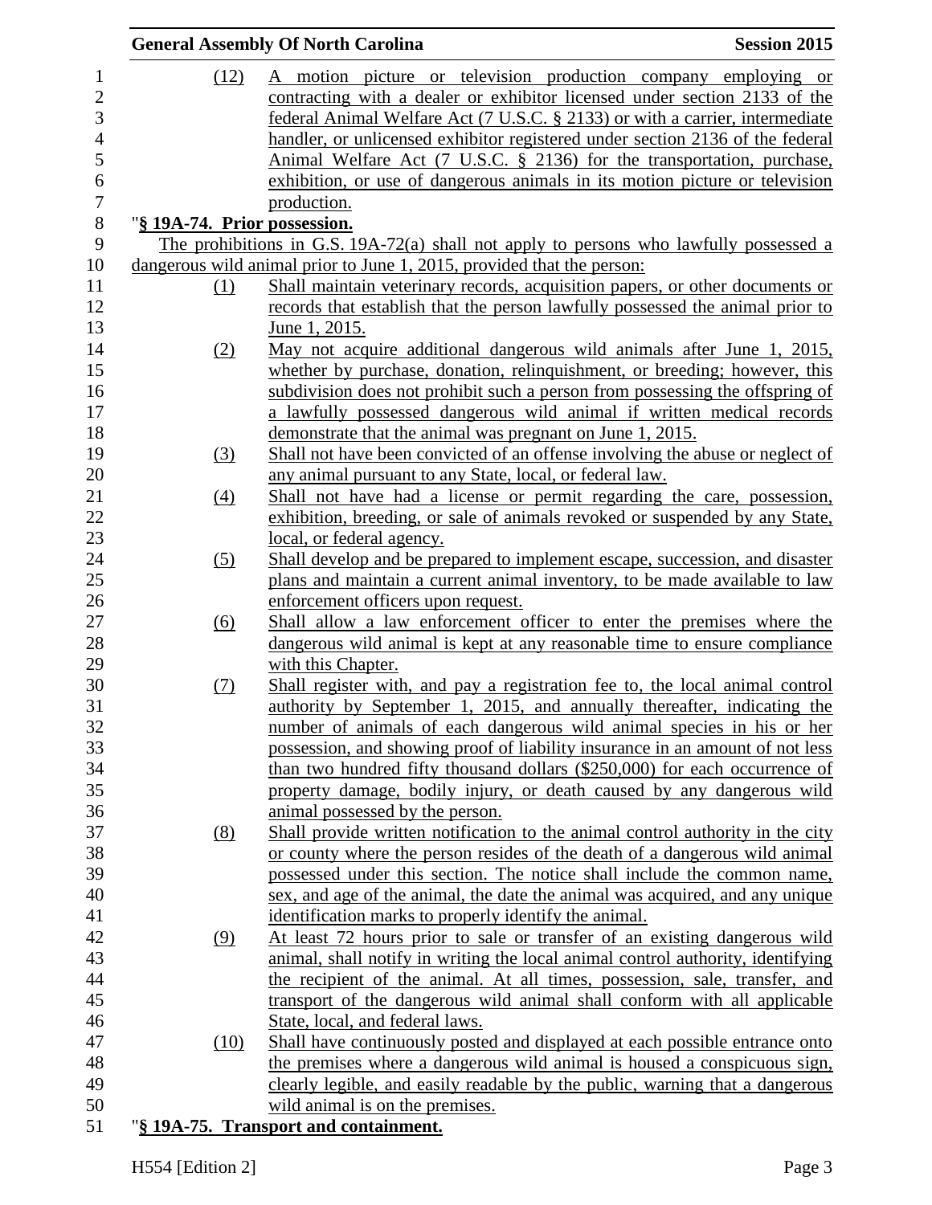(12) A motion picture or television production company employing or contracting with a dealer or exhibitor licensed under section 2133 of the federal Animal Welfare Act (7 U.S.C. § 2133) or with a carrier, intermediate handler, or unlicensed exhibitor registered under section 2136 of the federal Animal Welfare Act (7 U.S.C. § 2136) for the transportation, purchase, exhibition, or use of dangerous animals in its motion picture or television production.

"**§ 19A-74. Prior possession.**

The prohibitions in G.S. 19A-72(a) shall not apply to persons who lawfully possessed a dangerous wild animal prior to June 1, 2015, provided that the person:

(1) Shall maintain veterinary records, acquisition papers, or other documents or records that establish that the person lawfully possessed the animal prior to June 1, 2015.

(2) May not acquire additional dangerous wild animals after June 1, 2015, whether by purchase, donation, relinquishment, or breeding; however, this subdivision does not prohibit such a person from possessing the offspring of a lawfully possessed dangerous wild animal if written medical records demonstrate that the animal was pregnant on June 1, 2015.

(3) Shall not have been convicted of an offense involving the abuse or neglect of any animal pursuant to any State, local, or federal law.

(4) Shall not have had a license or permit regarding the care, possession, exhibition, breeding, or sale of animals revoked or suspended by any State, local, or federal agency.

(5) Shall develop and be prepared to implement escape, succession, and disaster plans and maintain a current animal inventory, to be made available to law enforcement officers upon request.

(6) Shall allow a law enforcement officer to enter the premises where the dangerous wild animal is kept at any reasonable time to ensure compliance with this Chapter.

(7) Shall register with, and pay a registration fee to, the local animal control authority by September 1, 2015, and annually thereafter, indicating the number of animals of each dangerous wild animal species in his or her possession, and showing proof of liability insurance in an amount of not less than two hundred fifty thousand dollars ($250,000) for each occurrence of property damage, bodily injury, or death caused by any dangerous wild animal possessed by the person.

(8) Shall provide written notification to the animal control authority in the city or county where the person resides of the death of a dangerous wild animal possessed under this section. The notice shall include the common name, sex, and age of the animal, the date the animal was acquired, and any unique identification marks to properly identify the animal.

(9) At least 72 hours prior to sale or transfer of an existing dangerous wild animal, shall notify in writing the local animal control authority, identifying the recipient of the animal. At all times, possession, sale, transfer, and transport of the dangerous wild animal shall conform with all applicable State, local, and federal laws.

(10) Shall have continuously posted and displayed at each possible entrance onto the premises where a dangerous wild animal is housed a conspicuous sign, clearly legible, and easily readable by the public, warning that a dangerous wild animal is on the premises.

"**§ 19A-75. Transport and containment.**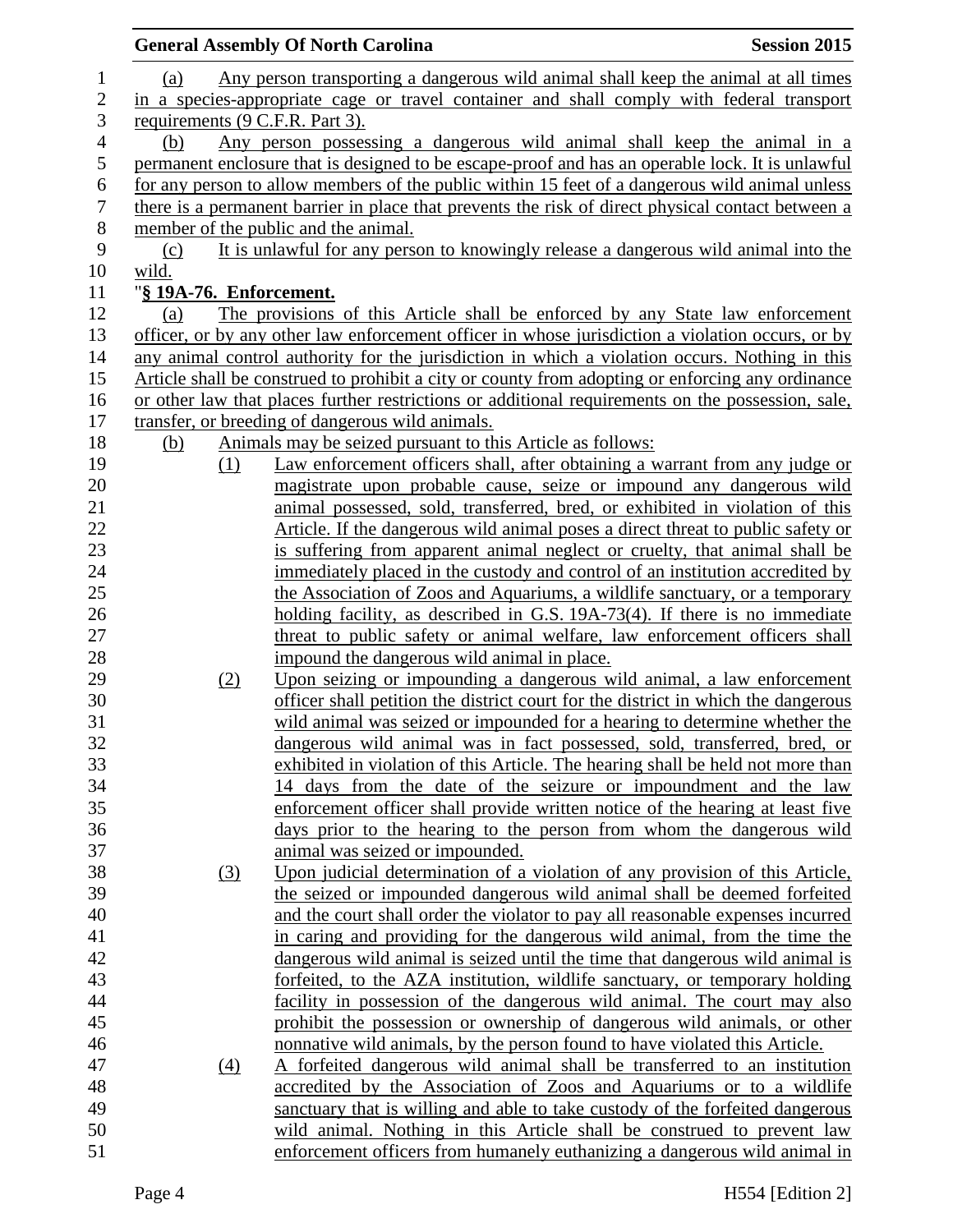(a) Any person transporting a dangerous wild animal shall keep the animal at all times in a species-appropriate cage or travel container and shall comply with federal transport requirements (9 C.F.R. Part 3).

(b) Any person possessing a dangerous wild animal shall keep the animal in a permanent enclosure that is designed to be escape-proof and has an operable lock. It is unlawful for any person to allow members of the public within 15 feet of a dangerous wild animal unless there is a permanent barrier in place that prevents the risk of direct physical contact between a member of the public and the animal.

(c) It is unlawful for any person to knowingly release a dangerous wild animal into the wild.

"**§ 19A-76. Enforcement.**

(a) The provisions of this Article shall be enforced by any State law enforcement officer, or by any other law enforcement officer in whose jurisdiction a violation occurs, or by any animal control authority for the jurisdiction in which a violation occurs. Nothing in this Article shall be construed to prohibit a city or county from adopting or enforcing any ordinance or other law that places further restrictions or additional requirements on the possession, sale, transfer, or breeding of dangerous wild animals.

(b) Animals may be seized pursuant to this Article as follows:

(1) Law enforcement officers shall, after obtaining a warrant from any judge or magistrate upon probable cause, seize or impound any dangerous wild animal possessed, sold, transferred, bred, or exhibited in violation of this Article. If the dangerous wild animal poses a direct threat to public safety or is suffering from apparent animal neglect or cruelty, that animal shall be immediately placed in the custody and control of an institution accredited by the Association of Zoos and Aquariums, a wildlife sanctuary, or a temporary holding facility, as described in G.S. 19A-73(4). If there is no immediate threat to public safety or animal welfare, law enforcement officers shall impound the dangerous wild animal in place.

(2) Upon seizing or impounding a dangerous wild animal, a law enforcement officer shall petition the district court for the district in which the dangerous wild animal was seized or impounded for a hearing to determine whether the dangerous wild animal was in fact possessed, sold, transferred, bred, or exhibited in violation of this Article. The hearing shall be held not more than 14 days from the date of the seizure or impoundment and the law enforcement officer shall provide written notice of the hearing at least five days prior to the hearing to the person from whom the dangerous wild animal was seized or impounded.

(3) Upon judicial determination of a violation of any provision of this Article, the seized or impounded dangerous wild animal shall be deemed forfeited and the court shall order the violator to pay all reasonable expenses incurred in caring and providing for the dangerous wild animal, from the time the dangerous wild animal is seized until the time that dangerous wild animal is forfeited, to the AZA institution, wildlife sanctuary, or temporary holding facility in possession of the dangerous wild animal. The court may also prohibit the possession or ownership of dangerous wild animals, or other nonnative wild animals, by the person found to have violated this Article.

(4) A forfeited dangerous wild animal shall be transferred to an institution accredited by the Association of Zoos and Aquariums or to a wildlife sanctuary that is willing and able to take custody of the forfeited dangerous wild animal. Nothing in this Article shall be construed to prevent law enforcement officers from humanely euthanizing a dangerous wild animal in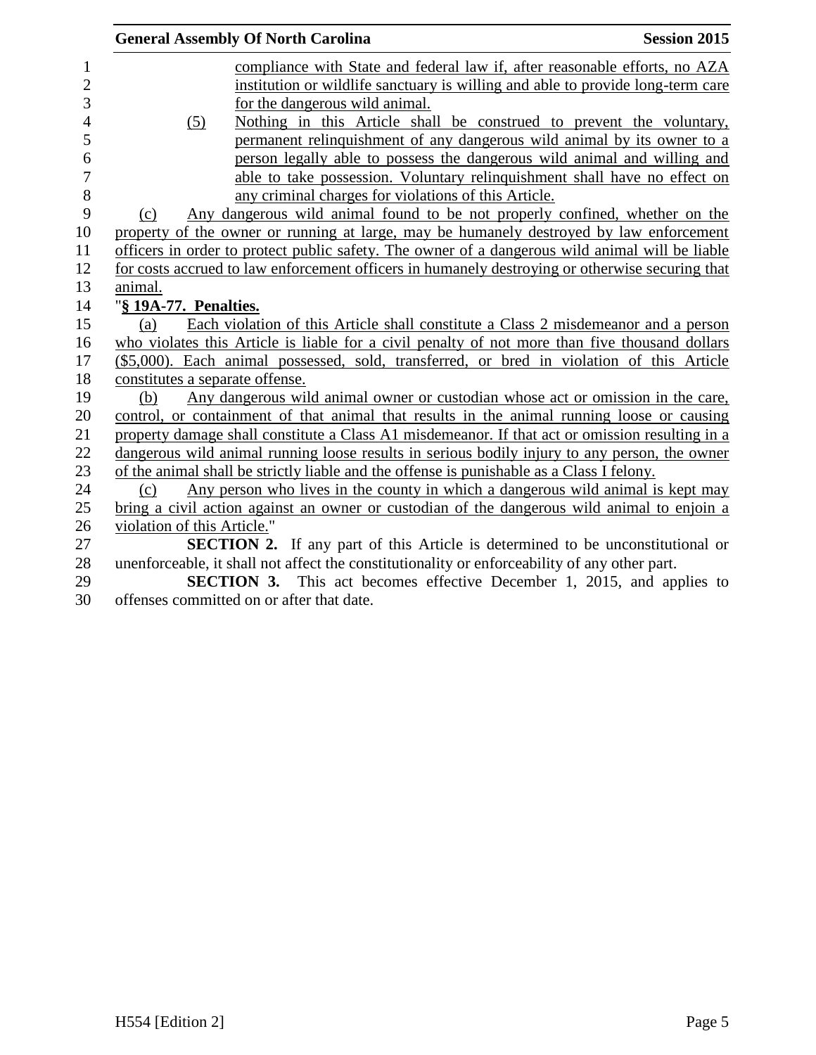compliance with State and federal law if, after reasonable efforts, no AZA institution or wildlife sanctuary is willing and able to provide long-term care for the dangerous wild animal.

(5) Nothing in this Article shall be construed to prevent the voluntary, permanent relinquishment of any dangerous wild animal by its owner to a person legally able to possess the dangerous wild animal and willing and able to take possession. Voluntary relinquishment shall have no effect on any criminal charges for violations of this Article.

(c) Any dangerous wild animal found to be not properly confined, whether on the property of the owner or running at large, may be humanely destroyed by law enforcement officers in order to protect public safety. The owner of a dangerous wild animal will be liable for costs accrued to law enforcement officers in humanely destroying or otherwise securing that animal.

"**§ 19A-77. Penalties.**

(a) Each violation of this Article shall constitute a Class 2 misdemeanor and a person who violates this Article is liable for a civil penalty of not more than five thousand dollars ($5,000). Each animal possessed, sold, transferred, or bred in violation of this Article constitutes a separate offense.

(b) Any dangerous wild animal owner or custodian whose act or omission in the care, control, or containment of that animal that results in the animal running loose or causing property damage shall constitute a Class A1 misdemeanor. If that act or omission resulting in a dangerous wild animal running loose results in serious bodily injury to any person, the owner of the animal shall be strictly liable and the offense is punishable as a Class I felony.

(c) Any person who lives in the county in which a dangerous wild animal is kept may bring a civil action against an owner or custodian of the dangerous wild animal to enjoin a violation of this Article."

**SECTION 2.** If any part of this Article is determined to be unconstitutional or unenforceable, it shall not affect the constitutionality or enforceability of any other part.

**SECTION 3.** This act becomes effective December 1, 2015, and applies to offenses committed on or after that date.